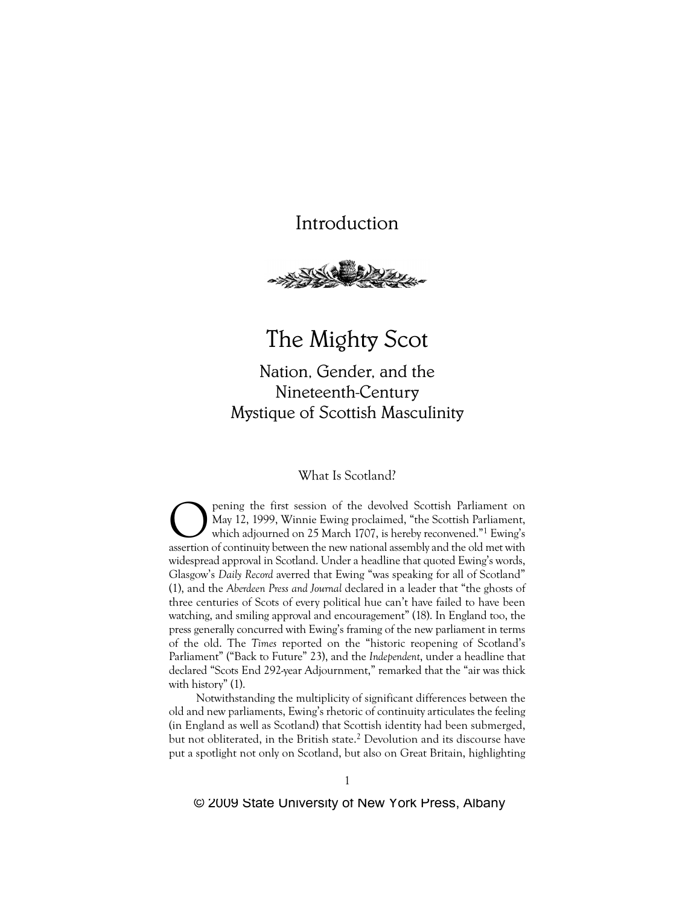# Introduction

## The Mighty Scot

### Nation, Gender, and the Nineteenth-Century Mystique of Scottish Masculinity

#### What Is Scotland?

Opening the first session of the devolved Scottish Parliament on May 12, 1999, Winnie Ewing proclaimed, "the Scottish Parliament, which adjourned on 25 March 1707, is hereby reconvened."[1] Ewing's assertion of continuity between the new national assembly and the old met with widespread approval in Scotland. Under a headline that quoted Ewing's words, Glasgow's *Daily Record* averred that Ewing "was speaking for all of Scotland" (1), and the *Aberdeen Press and Journal* declared in a leader that "the ghosts of three centuries of Scots of every political hue can't have failed to have been watching, and smiling approval and encouragement" (18). In England too, the press generally concurred with Ewing's framing of the new parliament in terms of the old. The *Times* reported on the "historic reopening of Scotland's Parliament" ("Back to Future" 23), and the *Independent*, under a headline that declared "Scots End 292-year Adjournment," remarked that the "air was thick with history" (1).

Notwithstanding the multiplicity of significant differences between the old and new parliaments, Ewing's rhetoric of continuity articulates the feeling (in England as well as Scotland) that Scottish identity had been submerged, but not obliterated, in the British state.[2] Devolution and its discourse have put a spotlight not only on Scotland, but also on Great Britain, highlighting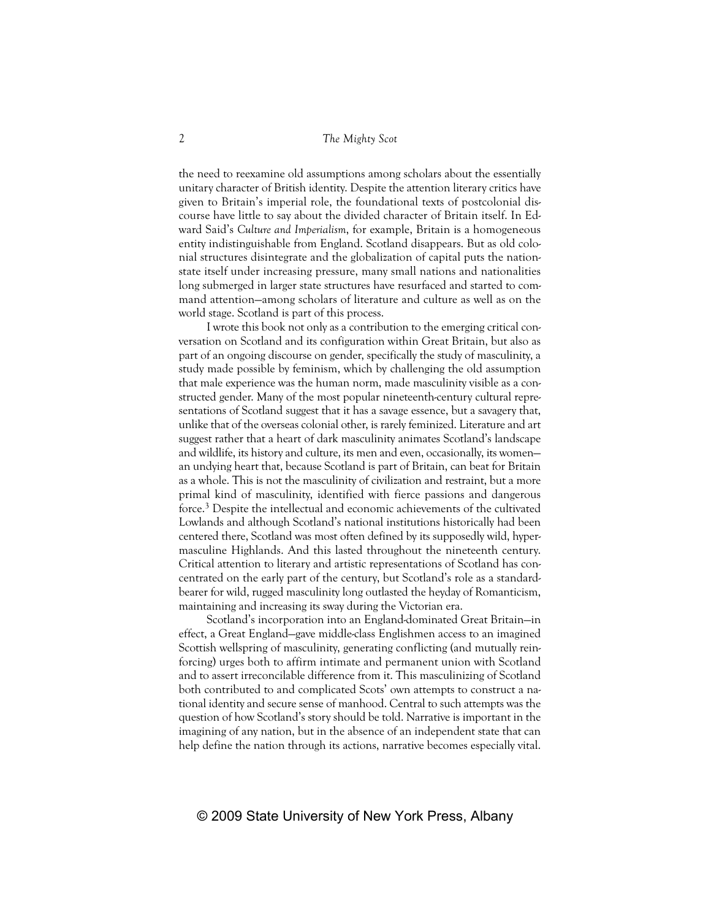the need to reexamine old assumptions among scholars about the essentially unitary character of British identity. Despite the attention literary critics have given to Britain's imperial role, the foundational texts of postcolonial discourse have little to say about the divided character of Britain itself. In Edward Said's *Culture and Imperialism*, for example, Britain is a homogeneous entity indistinguishable from England. Scotland disappears. But as old colonial structures disintegrate and the globalization of capital puts the nation-state itself under increasing pressure, many small nations and nationalities long submerged in larger state structures have resurfaced and started to command attention—among scholars of literature and culture as well as on the world stage. Scotland is part of this process.

I wrote this book not only as a contribution to the emerging critical conversation on Scotland and its configuration within Great Britain, but also as part of an ongoing discourse on gender, specifically the study of masculinity, a study made possible by feminism, which by challenging the old assumption that male experience was the human norm, made masculinity visible as a constructed gender. Many of the most popular nineteenth-century cultural representations of Scotland suggest that it has a savage essence, but a savagery that, unlike that of the overseas colonial other, is rarely feminized. Literature and art suggest rather that a heart of dark masculinity animates Scotland's landscape and wildlife, its history and culture, its men and even, occasionally, its women—an undying heart that, because Scotland is part of Britain, can beat for Britain as a whole. This is not the masculinity of civilization and restraint, but a more primal kind of masculinity, identified with fierce passions and dangerous force.[3] Despite the intellectual and economic achievements of the cultivated Lowlands and although Scotland's national institutions historically had been centered there, Scotland was most often defined by its supposedly wild, hypermasculine Highlands. And this lasted throughout the nineteenth century. Critical attention to literary and artistic representations of Scotland has concentrated on the early part of the century, but Scotland's role as a standard-bearer for wild, rugged masculinity long outlasted the heyday of Romanticism, maintaining and increasing its sway during the Victorian era.

Scotland's incorporation into an England-dominated Great Britain—in effect, a Great England—gave middle-class Englishmen access to an imagined Scottish wellspring of masculinity, generating conflicting (and mutually reinforcing) urges both to affirm intimate and permanent union with Scotland and to assert irreconcilable difference from it. This masculinizing of Scotland both contributed to and complicated Scots' own attempts to construct a national identity and secure sense of manhood. Central to such attempts was the question of how Scotland's story should be told. Narrative is important in the imagining of any nation, but in the absence of an independent state that can help define the nation through its actions, narrative becomes especially vital.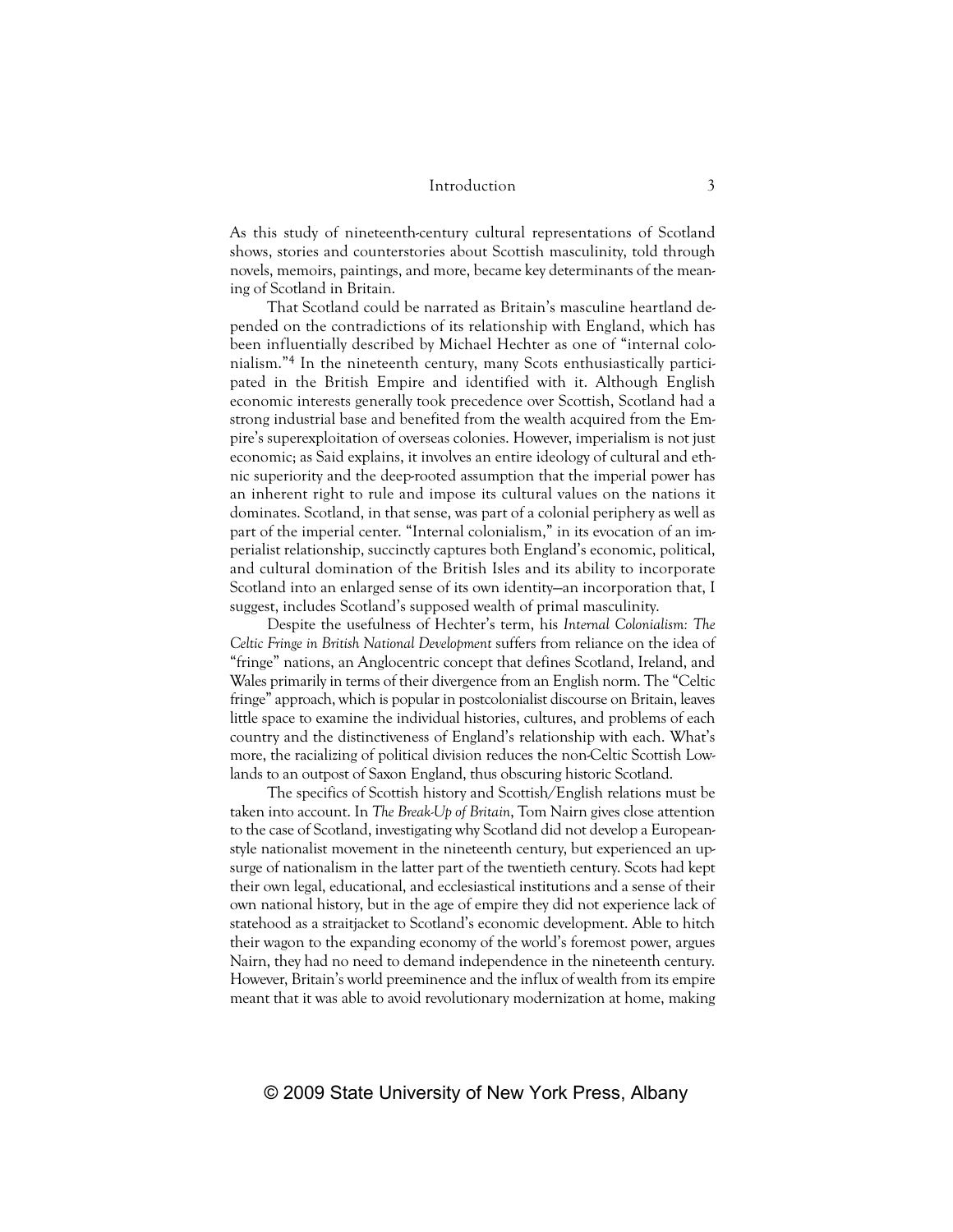As this study of nineteenth-century cultural representations of Scotland shows, stories and counterstories about Scottish masculinity, told through novels, memoirs, paintings, and more, became key determinants of the meaning of Scotland in Britain.

That Scotland could be narrated as Britain's masculine heartland depended on the contradictions of its relationship with England, which has been influentially described by Michael Hechter as one of "internal colonialism."[4] In the nineteenth century, many Scots enthusiastically participated in the British Empire and identified with it. Although English economic interests generally took precedence over Scottish, Scotland had a strong industrial base and benefited from the wealth acquired from the Empire's superexploitation of overseas colonies. However, imperialism is not just economic; as Said explains, it involves an entire ideology of cultural and ethnic superiority and the deep-rooted assumption that the imperial power has an inherent right to rule and impose its cultural values on the nations it dominates. Scotland, in that sense, was part of a colonial periphery as well as part of the imperial center. "Internal colonialism," in its evocation of an imperialist relationship, succinctly captures both England's economic, political, and cultural domination of the British Isles and its ability to incorporate Scotland into an enlarged sense of its own identity—an incorporation that, I suggest, includes Scotland's supposed wealth of primal masculinity.

Despite the usefulness of Hechter's term, his *Internal Colonialism: The Celtic Fringe in British National Development* suffers from reliance on the idea of "fringe" nations, an Anglocentric concept that defines Scotland, Ireland, and Wales primarily in terms of their divergence from an English norm. The "Celtic fringe" approach, which is popular in postcolonialist discourse on Britain, leaves little space to examine the individual histories, cultures, and problems of each country and the distinctiveness of England's relationship with each. What's more, the racializing of political division reduces the non-Celtic Scottish Lowlands to an outpost of Saxon England, thus obscuring historic Scotland.

The specifics of Scottish history and Scottish/English relations must be taken into account. In *The Break-Up of Britain*, Tom Nairn gives close attention to the case of Scotland, investigating why Scotland did not develop a European-style nationalist movement in the nineteenth century, but experienced an upsurge of nationalism in the latter part of the twentieth century. Scots had kept their own legal, educational, and ecclesiastical institutions and a sense of their own national history, but in the age of empire they did not experience lack of statehood as a straitjacket to Scotland's economic development. Able to hitch their wagon to the expanding economy of the world's foremost power, argues Nairn, they had no need to demand independence in the nineteenth century. However, Britain's world preeminence and the influx of wealth from its empire meant that it was able to avoid revolutionary modernization at home, making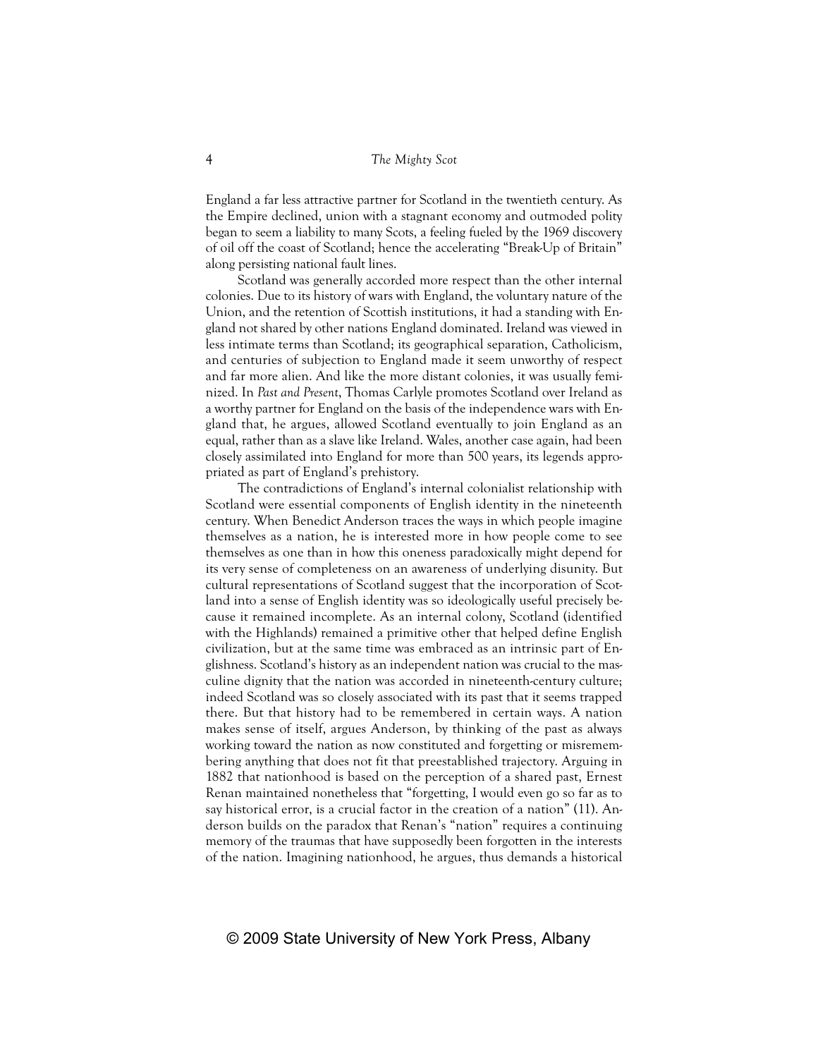England a far less attractive partner for Scotland in the twentieth century. As the Empire declined, union with a stagnant economy and outmoded polity began to seem a liability to many Scots, a feeling fueled by the 1969 discovery of oil off the coast of Scotland; hence the accelerating "Break-Up of Britain" along persisting national fault lines.

Scotland was generally accorded more respect than the other internal colonies. Due to its history of wars with England, the voluntary nature of the Union, and the retention of Scottish institutions, it had a standing with England not shared by other nations England dominated. Ireland was viewed in less intimate terms than Scotland; its geographical separation, Catholicism, and centuries of subjection to England made it seem unworthy of respect and far more alien. And like the more distant colonies, it was usually feminized. In *Past and Present*, Thomas Carlyle promotes Scotland over Ireland as a worthy partner for England on the basis of the independence wars with England that, he argues, allowed Scotland eventually to join England as an equal, rather than as a slave like Ireland. Wales, another case again, had been closely assimilated into England for more than 500 years, its legends appropriated as part of England's prehistory.

The contradictions of England's internal colonialist relationship with Scotland were essential components of English identity in the nineteenth century. When Benedict Anderson traces the ways in which people imagine themselves as a nation, he is interested more in how people come to see themselves as one than in how this oneness paradoxically might depend for its very sense of completeness on an awareness of underlying disunity. But cultural representations of Scotland suggest that the incorporation of Scotland into a sense of English identity was so ideologically useful precisely because it remained incomplete. As an internal colony, Scotland (identified with the Highlands) remained a primitive other that helped define English civilization, but at the same time was embraced as an intrinsic part of Englishness. Scotland's history as an independent nation was crucial to the masculine dignity that the nation was accorded in nineteenth-century culture; indeed Scotland was so closely associated with its past that it seems trapped there. But that history had to be remembered in certain ways. A nation makes sense of itself, argues Anderson, by thinking of the past as always working toward the nation as now constituted and forgetting or misremembering anything that does not fit that preestablished trajectory. Arguing in 1882 that nationhood is based on the perception of a shared past, Ernest Renan maintained nonetheless that "forgetting, I would even go so far as to say historical error, is a crucial factor in the creation of a nation" (11). Anderson builds on the paradox that Renan's "nation" requires a continuing memory of the traumas that have supposedly been forgotten in the interests of the nation. Imagining nationhood, he argues, thus demands a historical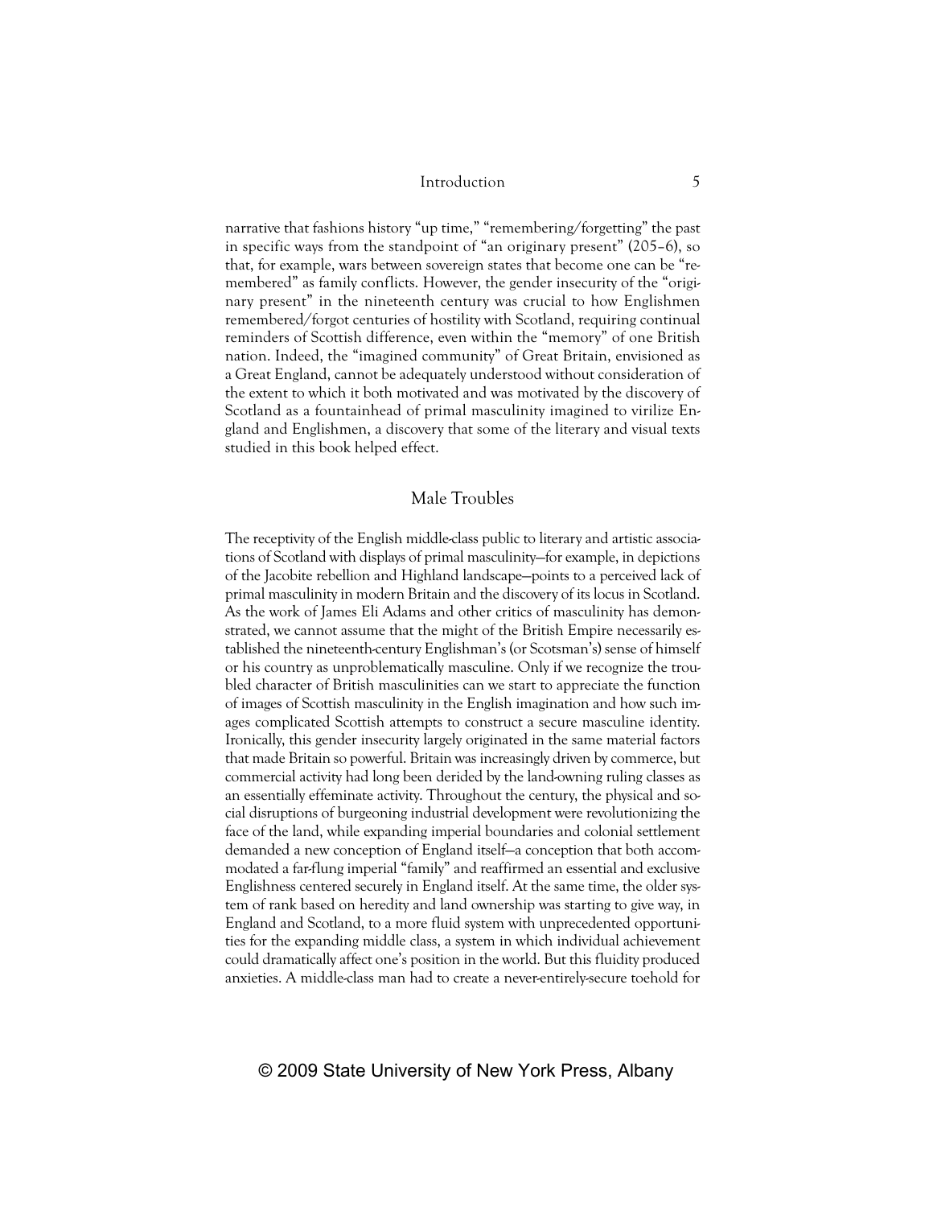narrative that fashions history "up time," "remembering/forgetting" the past in specific ways from the standpoint of "an originary present" (205–6), so that, for example, wars between sovereign states that become one can be "remembered" as family conflicts. However, the gender insecurity of the "originary present" in the nineteenth century was crucial to how Englishmen remembered/forgot centuries of hostility with Scotland, requiring continual reminders of Scottish difference, even within the "memory" of one British nation. Indeed, the "imagined community" of Great Britain, envisioned as a Great England, cannot be adequately understood without consideration of the extent to which it both motivated and was motivated by the discovery of Scotland as a fountainhead of primal masculinity imagined to virilize England and Englishmen, a discovery that some of the literary and visual texts studied in this book helped effect.

## Male Troubles

The receptivity of the English middle-class public to literary and artistic associations of Scotland with displays of primal masculinity—for example, in depictions of the Jacobite rebellion and Highland landscape—points to a perceived lack of primal masculinity in modern Britain and the discovery of its locus in Scotland. As the work of James Eli Adams and other critics of masculinity has demonstrated, we cannot assume that the might of the British Empire necessarily established the nineteenth-century Englishman's (or Scotsman's) sense of himself or his country as unproblematically masculine. Only if we recognize the troubled character of British masculinities can we start to appreciate the function of images of Scottish masculinity in the English imagination and how such images complicated Scottish attempts to construct a secure masculine identity. Ironically, this gender insecurity largely originated in the same material factors that made Britain so powerful. Britain was increasingly driven by commerce, but commercial activity had long been derided by the land-owning ruling classes as an essentially effeminate activity. Throughout the century, the physical and social disruptions of burgeoning industrial development were revolutionizing the face of the land, while expanding imperial boundaries and colonial settlement demanded a new conception of England itself—a conception that both accommodated a far-flung imperial "family" and reaffirmed an essential and exclusive Englishness centered securely in England itself. At the same time, the older system of rank based on heredity and land ownership was starting to give way, in England and Scotland, to a more fluid system with unprecedented opportunities for the expanding middle class, a system in which individual achievement could dramatically affect one's position in the world. But this fluidity produced anxieties. A middle-class man had to create a never-entirely-secure toehold for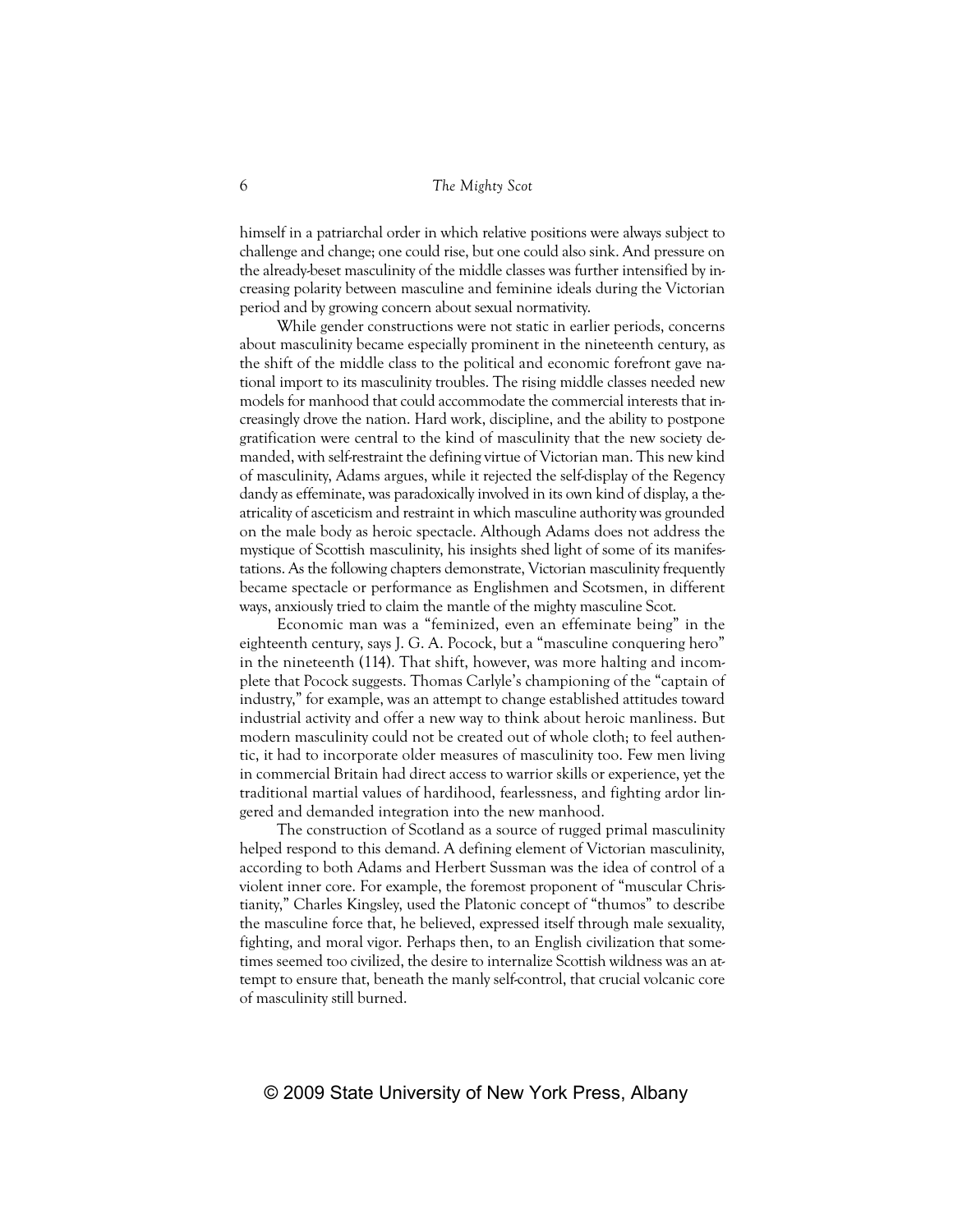himself in a patriarchal order in which relative positions were always subject to challenge and change; one could rise, but one could also sink. And pressure on the already-beset masculinity of the middle classes was further intensified by increasing polarity between masculine and feminine ideals during the Victorian period and by growing concern about sexual normativity.

While gender constructions were not static in earlier periods, concerns about masculinity became especially prominent in the nineteenth century, as the shift of the middle class to the political and economic forefront gave national import to its masculinity troubles. The rising middle classes needed new models for manhood that could accommodate the commercial interests that increasingly drove the nation. Hard work, discipline, and the ability to postpone gratification were central to the kind of masculinity that the new society demanded, with self-restraint the defining virtue of Victorian man. This new kind of masculinity, Adams argues, while it rejected the self-display of the Regency dandy as effeminate, was paradoxically involved in its own kind of display, a theatricality of asceticism and restraint in which masculine authority was grounded on the male body as heroic spectacle. Although Adams does not address the mystique of Scottish masculinity, his insights shed light of some of its manifestations. As the following chapters demonstrate, Victorian masculinity frequently became spectacle or performance as Englishmen and Scotsmen, in different ways, anxiously tried to claim the mantle of the mighty masculine Scot.

Economic man was a "feminized, even an effeminate being" in the eighteenth century, says J. G. A. Pocock, but a "masculine conquering hero" in the nineteenth (114). That shift, however, was more halting and incomplete that Pocock suggests. Thomas Carlyle's championing of the "captain of industry," for example, was an attempt to change established attitudes toward industrial activity and offer a new way to think about heroic manliness. But modern masculinity could not be created out of whole cloth; to feel authentic, it had to incorporate older measures of masculinity too. Few men living in commercial Britain had direct access to warrior skills or experience, yet the traditional martial values of hardihood, fearlessness, and fighting ardor lingered and demanded integration into the new manhood.

The construction of Scotland as a source of rugged primal masculinity helped respond to this demand. A defining element of Victorian masculinity, according to both Adams and Herbert Sussman was the idea of control of a violent inner core. For example, the foremost proponent of "muscular Christianity," Charles Kingsley, used the Platonic concept of "thumos" to describe the masculine force that, he believed, expressed itself through male sexuality, fighting, and moral vigor. Perhaps then, to an English civilization that sometimes seemed too civilized, the desire to internalize Scottish wildness was an attempt to ensure that, beneath the manly self-control, that crucial volcanic core of masculinity still burned.

© 2009 State University of New York Press, Albany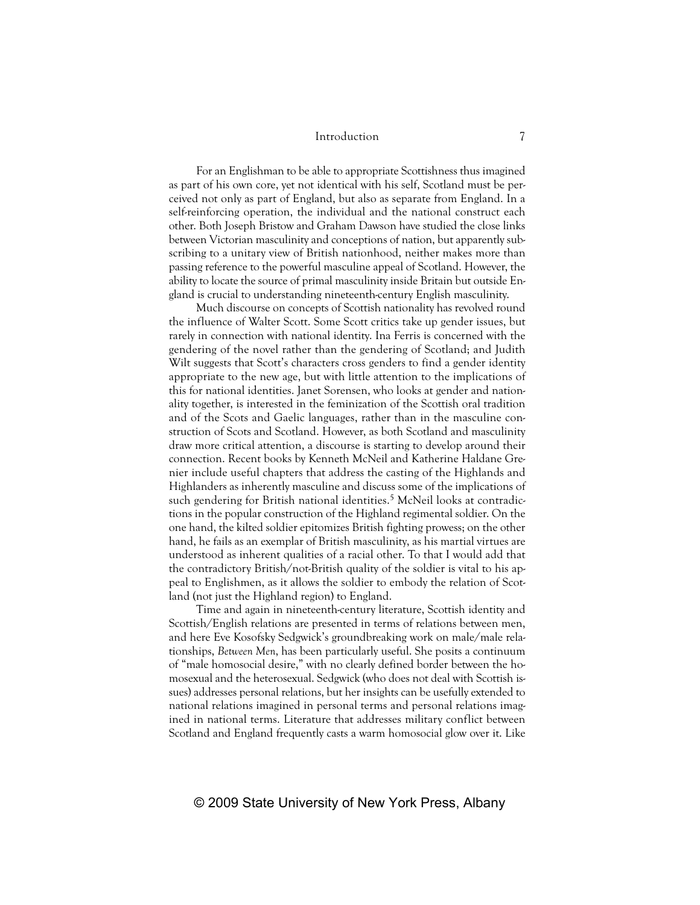For an Englishman to be able to appropriate Scottishness thus imagined as part of his own core, yet not identical with his self, Scotland must be perceived not only as part of England, but also as separate from England. In a self-reinforcing operation, the individual and the national construct each other. Both Joseph Bristow and Graham Dawson have studied the close links between Victorian masculinity and conceptions of nation, but apparently subscribing to a unitary view of British nationhood, neither makes more than passing reference to the powerful masculine appeal of Scotland. However, the ability to locate the source of primal masculinity inside Britain but outside England is crucial to understanding nineteenth-century English masculinity.

Much discourse on concepts of Scottish nationality has revolved round the influence of Walter Scott. Some Scott critics take up gender issues, but rarely in connection with national identity. Ina Ferris is concerned with the gendering of the novel rather than the gendering of Scotland; and Judith Wilt suggests that Scott's characters cross genders to find a gender identity appropriate to the new age, but with little attention to the implications of this for national identities. Janet Sorensen, who looks at gender and nationality together, is interested in the feminization of the Scottish oral tradition and of the Scots and Gaelic languages, rather than in the masculine construction of Scots and Scotland. However, as both Scotland and masculinity draw more critical attention, a discourse is starting to develop around their connection. Recent books by Kenneth McNeil and Katherine Haldane Grenier include useful chapters that address the casting of the Highlands and Highlanders as inherently masculine and discuss some of the implications of such gendering for British national identities.[5] McNeil looks at contradictions in the popular construction of the Highland regimental soldier. On the one hand, the kilted soldier epitomizes British fighting prowess; on the other hand, he fails as an exemplar of British masculinity, as his martial virtues are understood as inherent qualities of a racial other. To that I would add that the contradictory British/not-British quality of the soldier is vital to his appeal to Englishmen, as it allows the soldier to embody the relation of Scotland (not just the Highland region) to England.

Time and again in nineteenth-century literature, Scottish identity and Scottish/English relations are presented in terms of relations between men, and here Eve Kosofsky Sedgwick's groundbreaking work on male/male relationships, *Between Men*, has been particularly useful. She posits a continuum of "male homosocial desire," with no clearly defined border between the homosexual and the heterosexual. Sedgwick (who does not deal with Scottish issues) addresses personal relations, but her insights can be usefully extended to national relations imagined in personal terms and personal relations imagined in national terms. Literature that addresses military conflict between Scotland and England frequently casts a warm homosocial glow over it. Like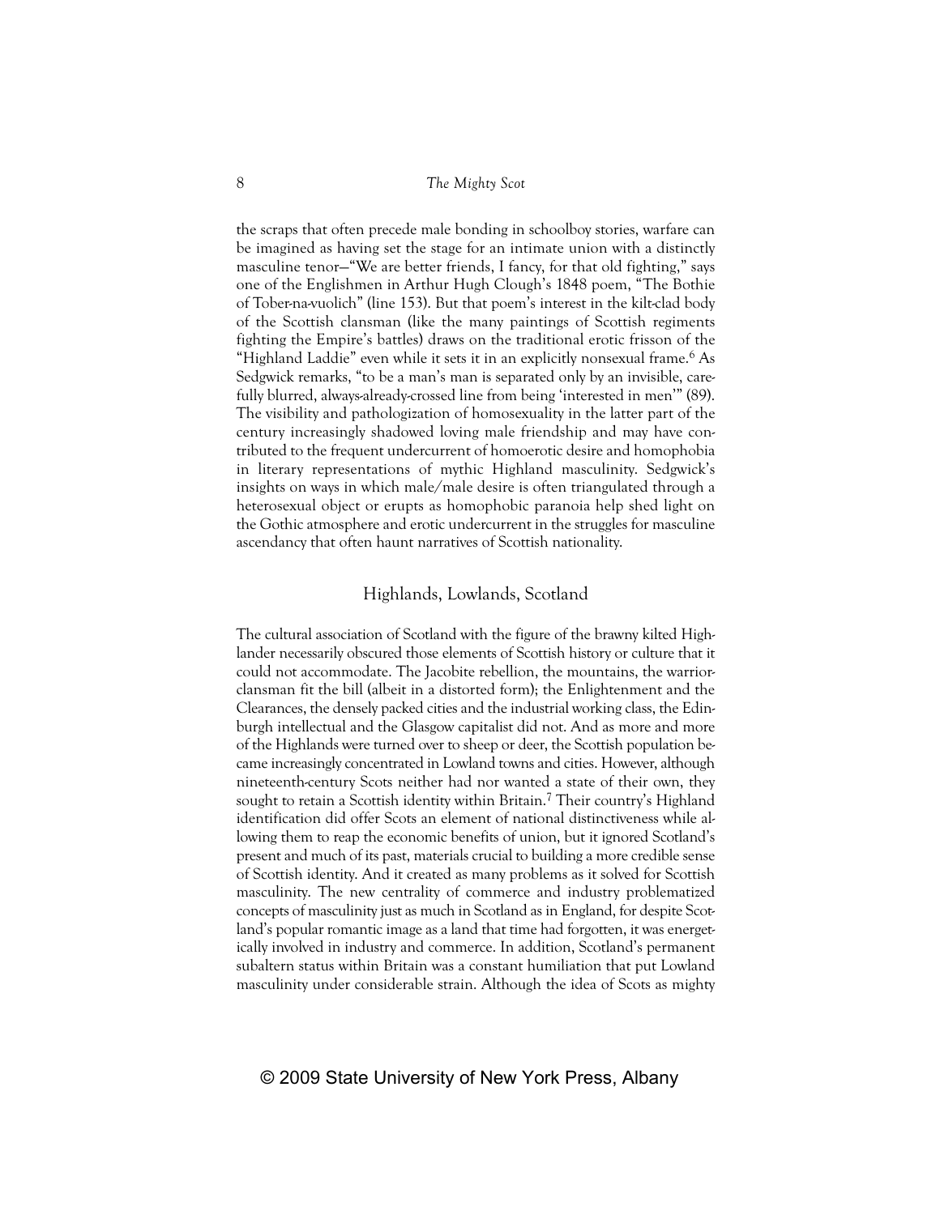the scraps that often precede male bonding in schoolboy stories, warfare can be imagined as having set the stage for an intimate union with a distinctly masculine tenor—"We are better friends, I fancy, for that old fighting," says one of the Englishmen in Arthur Hugh Clough's 1848 poem, "The Bothie of Tober-na-vuolich" (line 153). But that poem's interest in the kilt-clad body of the Scottish clansman (like the many paintings of Scottish regiments fighting the Empire's battles) draws on the traditional erotic frisson of the "Highland Laddie" even while it sets it in an explicitly nonsexual frame.[6] As Sedgwick remarks, "to be a man's man is separated only by an invisible, carefully blurred, always-already-crossed line from being 'interested in men'" (89). The visibility and pathologization of homosexuality in the latter part of the century increasingly shadowed loving male friendship and may have contributed to the frequent undercurrent of homoerotic desire and homophobia in literary representations of mythic Highland masculinity. Sedgwick's insights on ways in which male/male desire is often triangulated through a heterosexual object or erupts as homophobic paranoia help shed light on the Gothic atmosphere and erotic undercurrent in the struggles for masculine ascendancy that often haunt narratives of Scottish nationality.

## Highlands, Lowlands, Scotland

The cultural association of Scotland with the figure of the brawny kilted Highlander necessarily obscured those elements of Scottish history or culture that it could not accommodate. The Jacobite rebellion, the mountains, the warrior-clansman fit the bill (albeit in a distorted form); the Enlightenment and the Clearances, the densely packed cities and the industrial working class, the Edinburgh intellectual and the Glasgow capitalist did not. And as more and more of the Highlands were turned over to sheep or deer, the Scottish population became increasingly concentrated in Lowland towns and cities. However, although nineteenth-century Scots neither had nor wanted a state of their own, they sought to retain a Scottish identity within Britain.[7] Their country's Highland identification did offer Scots an element of national distinctiveness while allowing them to reap the economic benefits of union, but it ignored Scotland's present and much of its past, materials crucial to building a more credible sense of Scottish identity. And it created as many problems as it solved for Scottish masculinity. The new centrality of commerce and industry problematized concepts of masculinity just as much in Scotland as in England, for despite Scotland's popular romantic image as a land that time had forgotten, it was energetically involved in industry and commerce. In addition, Scotland's permanent subaltern status within Britain was a constant humiliation that put Lowland masculinity under considerable strain. Although the idea of Scots as mighty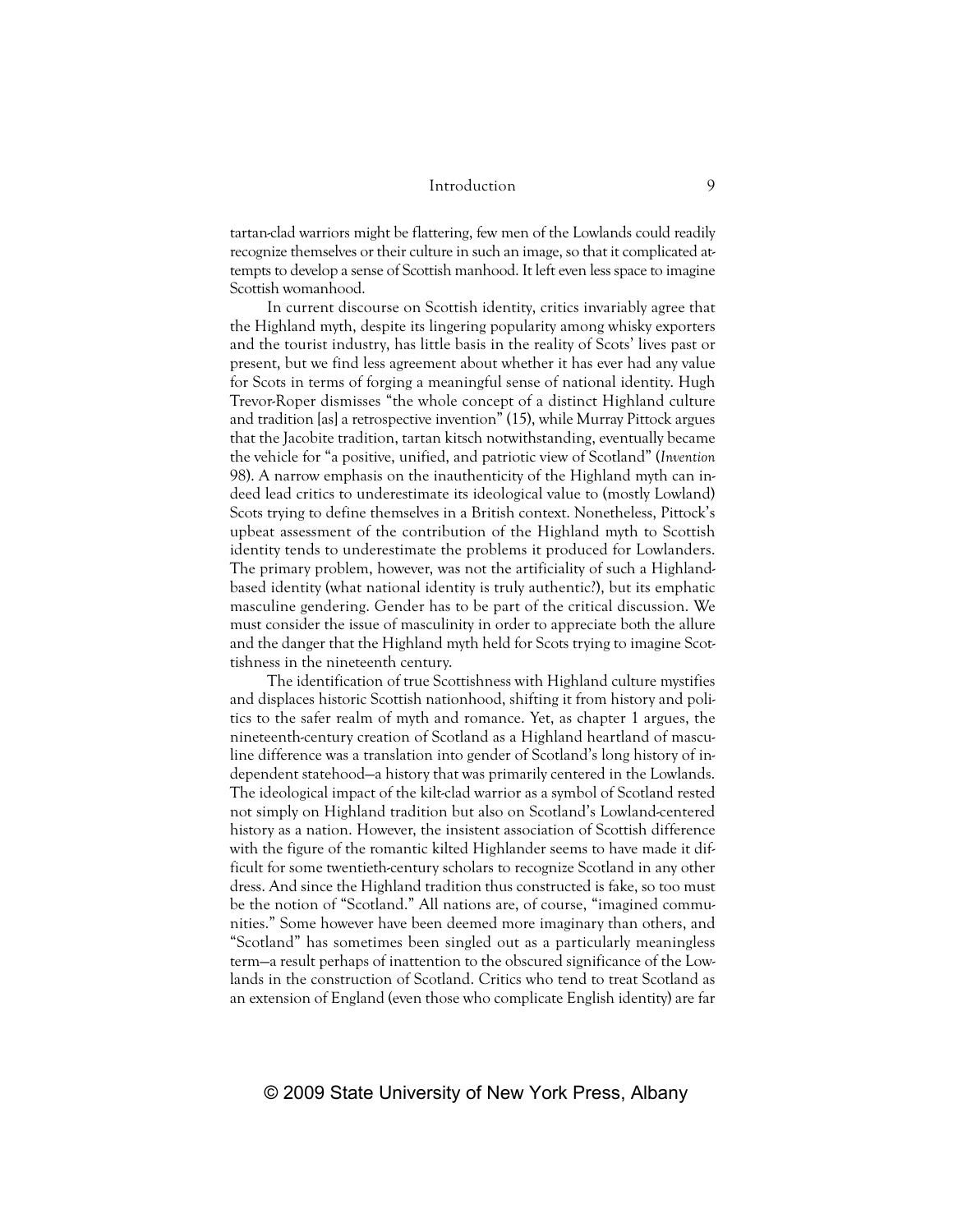tartan-clad warriors might be flattering, few men of the Lowlands could readily recognize themselves or their culture in such an image, so that it complicated attempts to develop a sense of Scottish manhood. It left even less space to imagine Scottish womanhood.

In current discourse on Scottish identity, critics invariably agree that the Highland myth, despite its lingering popularity among whisky exporters and the tourist industry, has little basis in the reality of Scots' lives past or present, but we find less agreement about whether it has ever had any value for Scots in terms of forging a meaningful sense of national identity. Hugh Trevor-Roper dismisses "the whole concept of a distinct Highland culture and tradition [as] a retrospective invention" (15), while Murray Pittock argues that the Jacobite tradition, tartan kitsch notwithstanding, eventually became the vehicle for "a positive, unified, and patriotic view of Scotland" (*Invention* 98). A narrow emphasis on the inauthenticity of the Highland myth can indeed lead critics to underestimate its ideological value to (mostly Lowland) Scots trying to define themselves in a British context. Nonetheless, Pittock's upbeat assessment of the contribution of the Highland myth to Scottish identity tends to underestimate the problems it produced for Lowlanders. The primary problem, however, was not the artificiality of such a Highland-based identity (what national identity is truly authentic?), but its emphatic masculine gendering. Gender has to be part of the critical discussion. We must consider the issue of masculinity in order to appreciate both the allure and the danger that the Highland myth held for Scots trying to imagine Scottishness in the nineteenth century.

The identification of true Scottishness with Highland culture mystifies and displaces historic Scottish nationhood, shifting it from history and politics to the safer realm of myth and romance. Yet, as chapter 1 argues, the nineteenth-century creation of Scotland as a Highland heartland of masculine difference was a translation into gender of Scotland's long history of independent statehood—a history that was primarily centered in the Lowlands. The ideological impact of the kilt-clad warrior as a symbol of Scotland rested not simply on Highland tradition but also on Scotland's Lowland-centered history as a nation. However, the insistent association of Scottish difference with the figure of the romantic kilted Highlander seems to have made it difficult for some twentieth-century scholars to recognize Scotland in any other dress. And since the Highland tradition thus constructed is fake, so too must be the notion of "Scotland." All nations are, of course, "imagined communities." Some however have been deemed more imaginary than others, and "Scotland" has sometimes been singled out as a particularly meaningless term—a result perhaps of inattention to the obscured significance of the Lowlands in the construction of Scotland. Critics who tend to treat Scotland as an extension of England (even those who complicate English identity) are far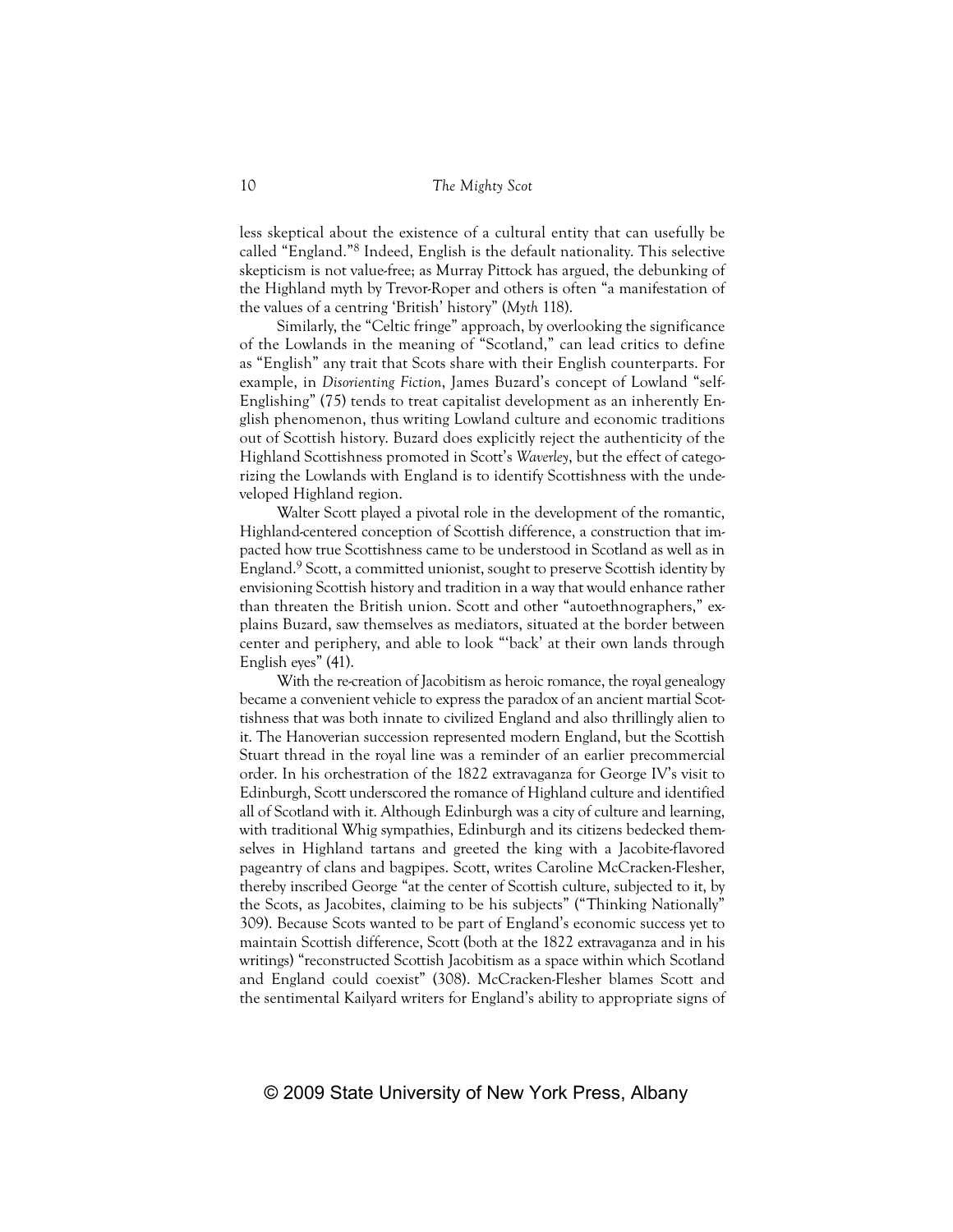less skeptical about the existence of a cultural entity that can usefully be called "England."[8] Indeed, English is the default nationality. This selective skepticism is not value-free; as Murray Pittock has argued, the debunking of the Highland myth by Trevor-Roper and others is often "a manifestation of the values of a centring 'British' history" (*Myth* 118).

Similarly, the "Celtic fringe" approach, by overlooking the significance of the Lowlands in the meaning of "Scotland," can lead critics to define as "English" any trait that Scots share with their English counterparts. For example, in *Disorienting Fiction*, James Buzard's concept of Lowland "self-Englishing" (75) tends to treat capitalist development as an inherently English phenomenon, thus writing Lowland culture and economic traditions out of Scottish history. Buzard does explicitly reject the authenticity of the Highland Scottishness promoted in Scott's *Waverley*, but the effect of categorizing the Lowlands with England is to identify Scottishness with the undeveloped Highland region.

Walter Scott played a pivotal role in the development of the romantic, Highland-centered conception of Scottish difference, a construction that impacted how true Scottishness came to be understood in Scotland as well as in England.[9] Scott, a committed unionist, sought to preserve Scottish identity by envisioning Scottish history and tradition in a way that would enhance rather than threaten the British union. Scott and other "autoethnographers," explains Buzard, saw themselves as mediators, situated at the border between center and periphery, and able to look "'back' at their own lands through English eyes" (41).

With the re-creation of Jacobitism as heroic romance, the royal genealogy became a convenient vehicle to express the paradox of an ancient martial Scottishness that was both innate to civilized England and also thrillingly alien to it. The Hanoverian succession represented modern England, but the Scottish Stuart thread in the royal line was a reminder of an earlier precommercial order. In his orchestration of the 1822 extravaganza for George IV's visit to Edinburgh, Scott underscored the romance of Highland culture and identified all of Scotland with it. Although Edinburgh was a city of culture and learning, with traditional Whig sympathies, Edinburgh and its citizens bedecked themselves in Highland tartans and greeted the king with a Jacobite-flavored pageantry of clans and bagpipes. Scott, writes Caroline McCracken-Flesher, thereby inscribed George "at the center of Scottish culture, subjected to it, by the Scots, as Jacobites, claiming to be his subjects" ("Thinking Nationally" 309). Because Scots wanted to be part of England's economic success yet to maintain Scottish difference, Scott (both at the 1822 extravaganza and in his writings) "reconstructed Scottish Jacobitism as a space within which Scotland and England could coexist" (308). McCracken-Flesher blames Scott and the sentimental Kailyard writers for England's ability to appropriate signs of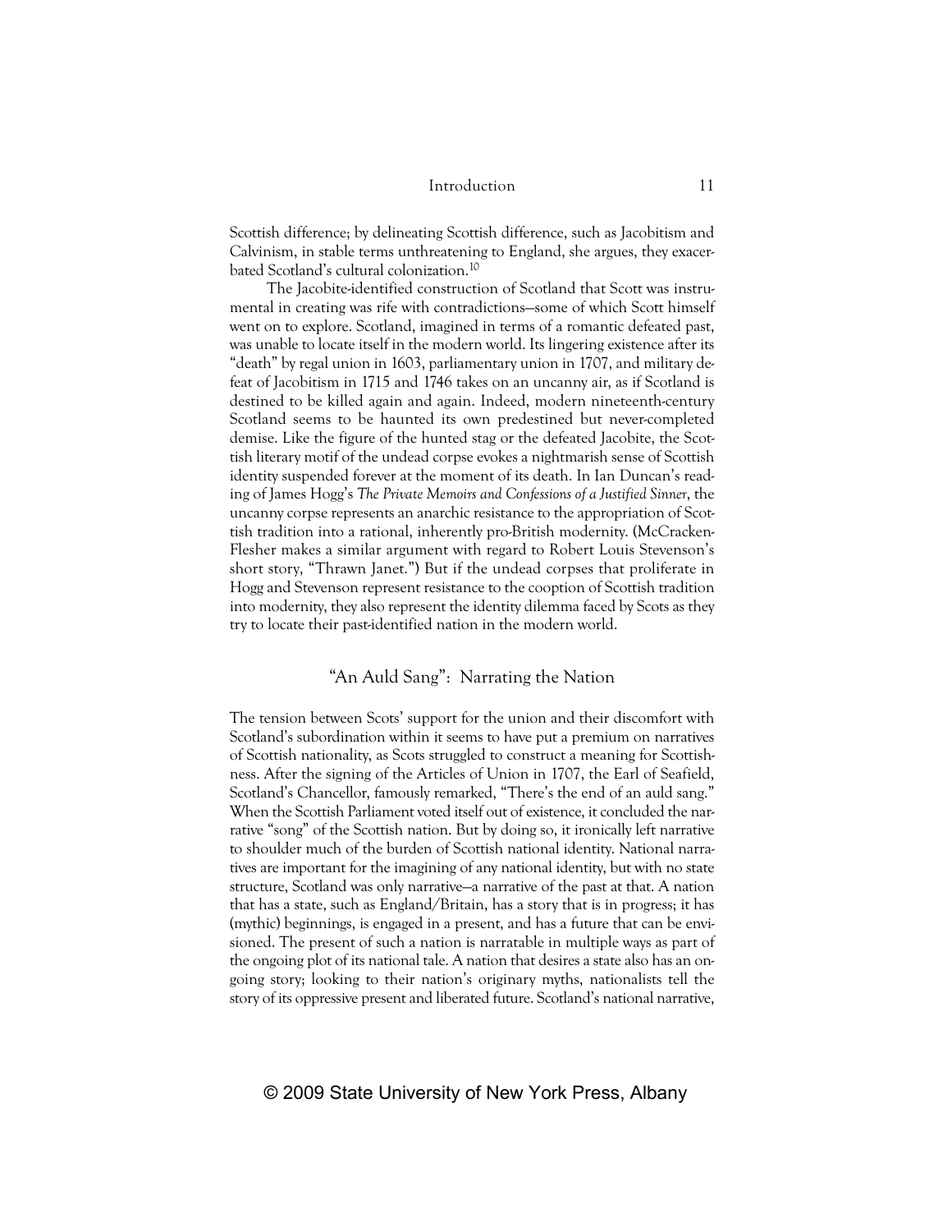Scottish difference; by delineating Scottish difference, such as Jacobitism and Calvinism, in stable terms unthreatening to England, she argues, they exacerbated Scotland's cultural colonization.[10]

The Jacobite-identified construction of Scotland that Scott was instrumental in creating was rife with contradictions—some of which Scott himself went on to explore. Scotland, imagined in terms of a romantic defeated past, was unable to locate itself in the modern world. Its lingering existence after its "death" by regal union in 1603, parliamentary union in 1707, and military defeat of Jacobitism in 1715 and 1746 takes on an uncanny air, as if Scotland is destined to be killed again and again. Indeed, modern nineteenth-century Scotland seems to be haunted its own predestined but never-completed demise. Like the figure of the hunted stag or the defeated Jacobite, the Scottish literary motif of the undead corpse evokes a nightmarish sense of Scottish identity suspended forever at the moment of its death. In Ian Duncan's reading of James Hogg's *The Private Memoirs and Confessions of a Justified Sinner*, the uncanny corpse represents an anarchic resistance to the appropriation of Scottish tradition into a rational, inherently pro-British modernity. (McCracken-Flesher makes a similar argument with regard to Robert Louis Stevenson's short story, "Thrawn Janet.") But if the undead corpses that proliferate in Hogg and Stevenson represent resistance to the cooption of Scottish tradition into modernity, they also represent the identity dilemma faced by Scots as they try to locate their past-identified nation in the modern world.

## "An Auld Sang": Narrating the Nation

The tension between Scots' support for the union and their discomfort with Scotland's subordination within it seems to have put a premium on narratives of Scottish nationality, as Scots struggled to construct a meaning for Scottishness. After the signing of the Articles of Union in 1707, the Earl of Seafield, Scotland's Chancellor, famously remarked, "There's the end of an auld sang." When the Scottish Parliament voted itself out of existence, it concluded the narrative "song" of the Scottish nation. But by doing so, it ironically left narrative to shoulder much of the burden of Scottish national identity. National narratives are important for the imagining of any national identity, but with no state structure, Scotland was only narrative—a narrative of the past at that. A nation that has a state, such as England/Britain, has a story that is in progress; it has (mythic) beginnings, is engaged in a present, and has a future that can be envisioned. The present of such a nation is narratable in multiple ways as part of the ongoing plot of its national tale. A nation that desires a state also has an ongoing story; looking to their nation's originary myths, nationalists tell the story of its oppressive present and liberated future. Scotland's national narrative,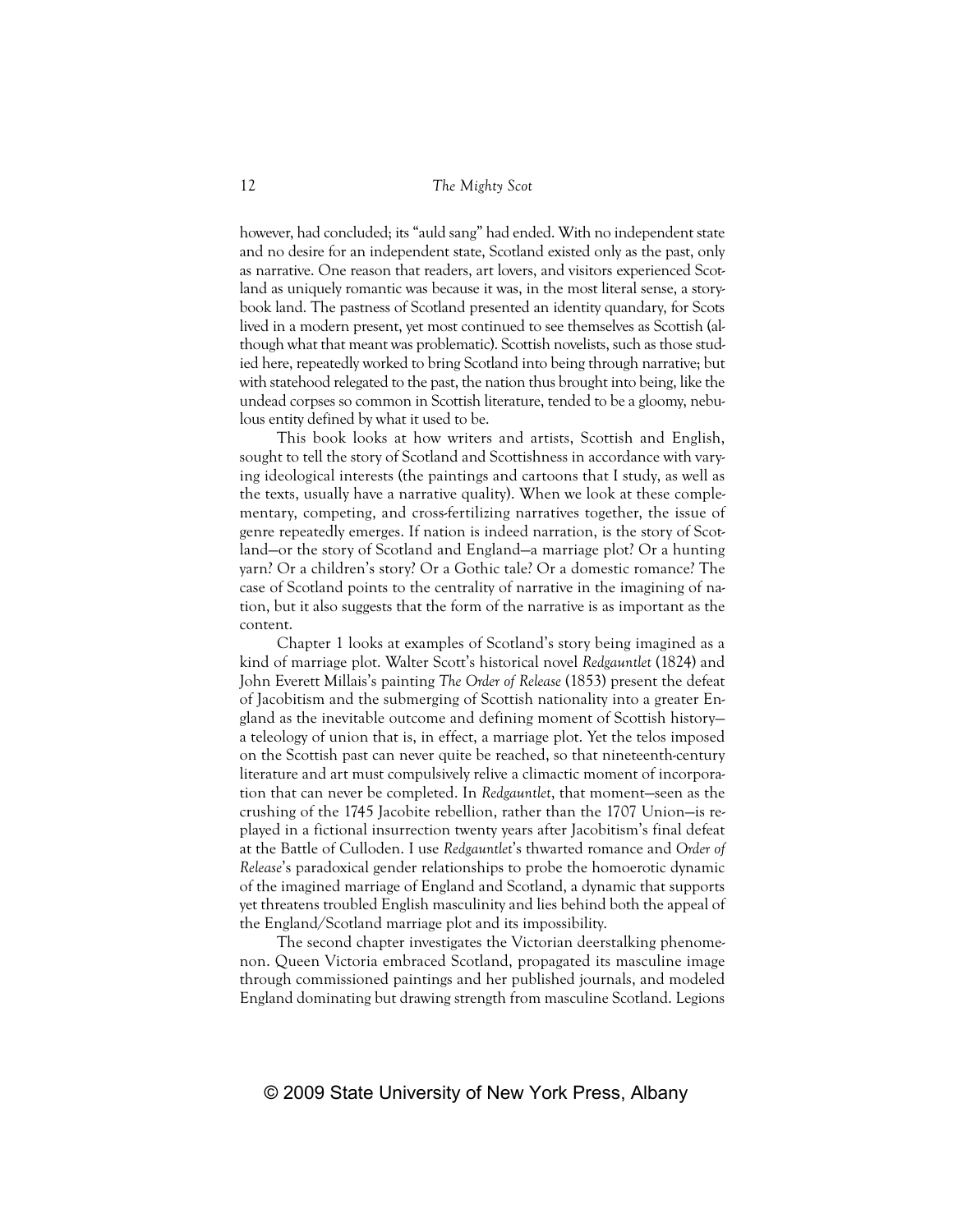however, had concluded; its "auld sang" had ended. With no independent state and no desire for an independent state, Scotland existed only as the past, only as narrative. One reason that readers, art lovers, and visitors experienced Scotland as uniquely romantic was because it was, in the most literal sense, a storybook land. The pastness of Scotland presented an identity quandary, for Scots lived in a modern present, yet most continued to see themselves as Scottish (although what that meant was problematic). Scottish novelists, such as those studied here, repeatedly worked to bring Scotland into being through narrative; but with statehood relegated to the past, the nation thus brought into being, like the undead corpses so common in Scottish literature, tended to be a gloomy, nebulous entity defined by what it used to be.

This book looks at how writers and artists, Scottish and English, sought to tell the story of Scotland and Scottishness in accordance with varying ideological interests (the paintings and cartoons that I study, as well as the texts, usually have a narrative quality). When we look at these complementary, competing, and cross-fertilizing narratives together, the issue of genre repeatedly emerges. If nation is indeed narration, is the story of Scotland—or the story of Scotland and England—a marriage plot? Or a hunting yarn? Or a children's story? Or a Gothic tale? Or a domestic romance? The case of Scotland points to the centrality of narrative in the imagining of nation, but it also suggests that the form of the narrative is as important as the content.

Chapter 1 looks at examples of Scotland's story being imagined as a kind of marriage plot. Walter Scott's historical novel *Redgauntlet* (1824) and John Everett Millais's painting *The Order of Release* (1853) present the defeat of Jacobitism and the submerging of Scottish nationality into a greater England as the inevitable outcome and defining moment of Scottish history—a teleology of union that is, in effect, a marriage plot. Yet the telos imposed on the Scottish past can never quite be reached, so that nineteenth-century literature and art must compulsively relive a climactic moment of incorporation that can never be completed. In *Redgauntlet*, that moment—seen as the crushing of the 1745 Jacobite rebellion, rather than the 1707 Union—is replayed in a fictional insurrection twenty years after Jacobitism's final defeat at the Battle of Culloden. I use *Redgauntlet*'s thwarted romance and *Order of Release*'s paradoxical gender relationships to probe the homoerotic dynamic of the imagined marriage of England and Scotland, a dynamic that supports yet threatens troubled English masculinity and lies behind both the appeal of the England/Scotland marriage plot and its impossibility.

The second chapter investigates the Victorian deerstalking phenomenon. Queen Victoria embraced Scotland, propagated its masculine image through commissioned paintings and her published journals, and modeled England dominating but drawing strength from masculine Scotland. Legions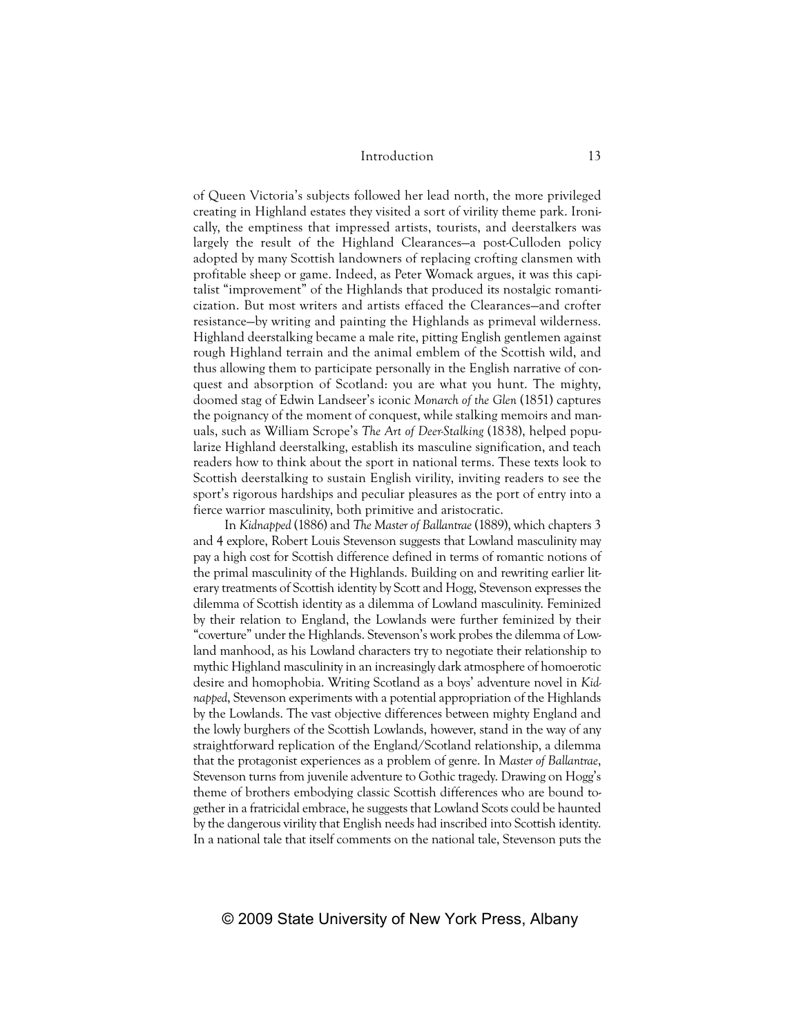of Queen Victoria's subjects followed her lead north, the more privileged creating in Highland estates they visited a sort of virility theme park. Ironically, the emptiness that impressed artists, tourists, and deerstalkers was largely the result of the Highland Clearances—a post-Culloden policy adopted by many Scottish landowners of replacing crofting clansmen with profitable sheep or game. Indeed, as Peter Womack argues, it was this capitalist "improvement" of the Highlands that produced its nostalgic romanticization. But most writers and artists effaced the Clearances—and crofter resistance—by writing and painting the Highlands as primeval wilderness. Highland deerstalking became a male rite, pitting English gentlemen against rough Highland terrain and the animal emblem of the Scottish wild, and thus allowing them to participate personally in the English narrative of conquest and absorption of Scotland: you are what you hunt. The mighty, doomed stag of Edwin Landseer's iconic *Monarch of the Glen* (1851) captures the poignancy of the moment of conquest, while stalking memoirs and manuals, such as William Scrope's *The Art of Deer-Stalking* (1838), helped popularize Highland deerstalking, establish its masculine signification, and teach readers how to think about the sport in national terms. These texts look to Scottish deerstalking to sustain English virility, inviting readers to see the sport's rigorous hardships and peculiar pleasures as the port of entry into a fierce warrior masculinity, both primitive and aristocratic.

In *Kidnapped* (1886) and *The Master of Ballantrae* (1889), which chapters 3 and 4 explore, Robert Louis Stevenson suggests that Lowland masculinity may pay a high cost for Scottish difference defined in terms of romantic notions of the primal masculinity of the Highlands. Building on and rewriting earlier literary treatments of Scottish identity by Scott and Hogg, Stevenson expresses the dilemma of Scottish identity as a dilemma of Lowland masculinity. Feminized by their relation to England, the Lowlands were further feminized by their "coverture" under the Highlands. Stevenson's work probes the dilemma of Lowland manhood, as his Lowland characters try to negotiate their relationship to mythic Highland masculinity in an increasingly dark atmosphere of homoerotic desire and homophobia. Writing Scotland as a boys' adventure novel in *Kidnapped*, Stevenson experiments with a potential appropriation of the Highlands by the Lowlands. The vast objective differences between mighty England and the lowly burghers of the Scottish Lowlands, however, stand in the way of any straightforward replication of the England/Scotland relationship, a dilemma that the protagonist experiences as a problem of genre. In *Master of Ballantrae*, Stevenson turns from juvenile adventure to Gothic tragedy. Drawing on Hogg's theme of brothers embodying classic Scottish differences who are bound together in a fratricidal embrace, he suggests that Lowland Scots could be haunted by the dangerous virility that English needs had inscribed into Scottish identity. In a national tale that itself comments on the national tale, Stevenson puts the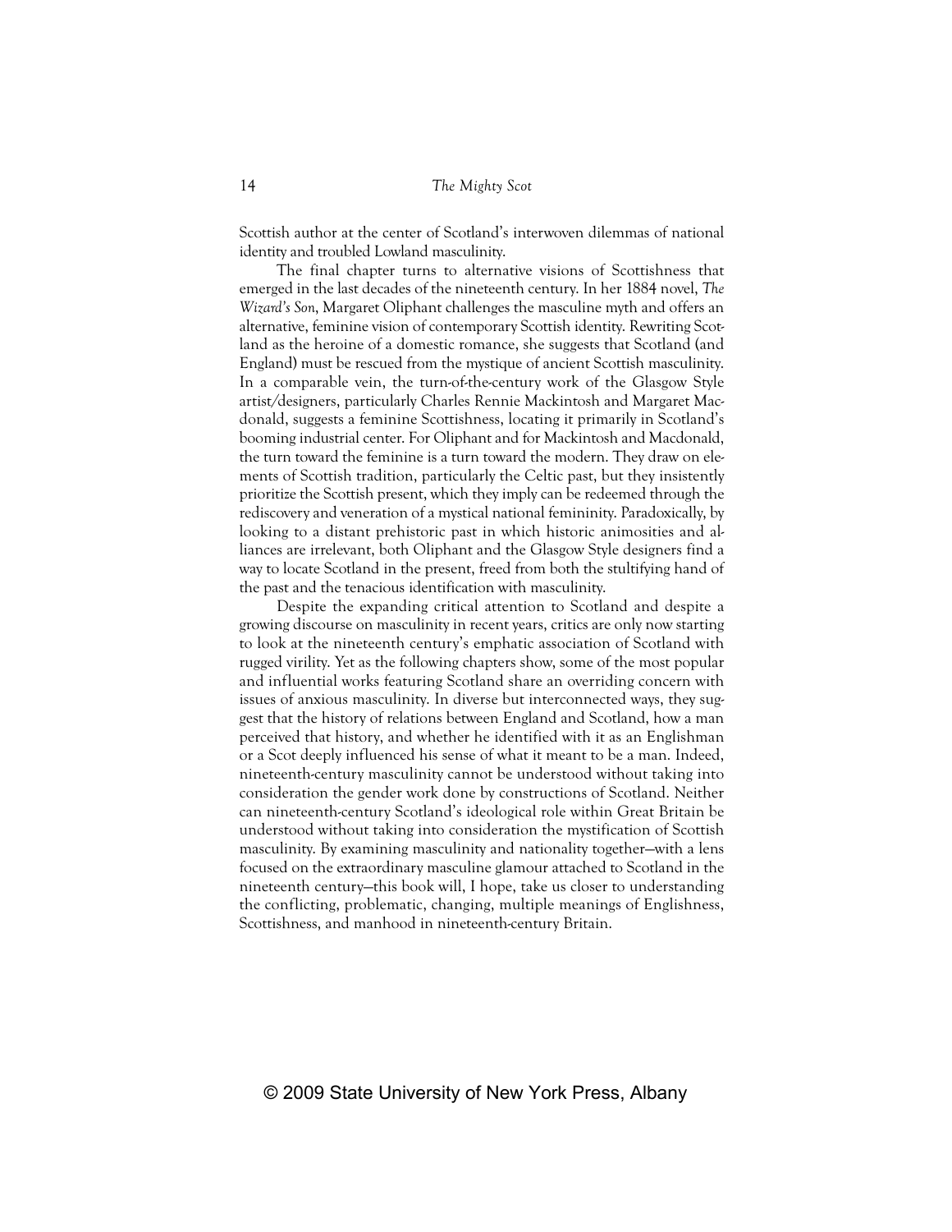Scottish author at the center of Scotland's interwoven dilemmas of national identity and troubled Lowland masculinity.

The final chapter turns to alternative visions of Scottishness that emerged in the last decades of the nineteenth century. In her 1884 novel, *The Wizard's Son*, Margaret Oliphant challenges the masculine myth and offers an alternative, feminine vision of contemporary Scottish identity. Rewriting Scotland as the heroine of a domestic romance, she suggests that Scotland (and England) must be rescued from the mystique of ancient Scottish masculinity. In a comparable vein, the turn-of-the-century work of the Glasgow Style artist/designers, particularly Charles Rennie Mackintosh and Margaret Macdonald, suggests a feminine Scottishness, locating it primarily in Scotland's booming industrial center. For Oliphant and for Mackintosh and Macdonald, the turn toward the feminine is a turn toward the modern. They draw on elements of Scottish tradition, particularly the Celtic past, but they insistently prioritize the Scottish present, which they imply can be redeemed through the rediscovery and veneration of a mystical national femininity. Paradoxically, by looking to a distant prehistoric past in which historic animosities and alliances are irrelevant, both Oliphant and the Glasgow Style designers find a way to locate Scotland in the present, freed from both the stultifying hand of the past and the tenacious identification with masculinity.

Despite the expanding critical attention to Scotland and despite a growing discourse on masculinity in recent years, critics are only now starting to look at the nineteenth century's emphatic association of Scotland with rugged virility. Yet as the following chapters show, some of the most popular and influential works featuring Scotland share an overriding concern with issues of anxious masculinity. In diverse but interconnected ways, they suggest that the history of relations between England and Scotland, how a man perceived that history, and whether he identified with it as an Englishman or a Scot deeply influenced his sense of what it meant to be a man. Indeed, nineteenth-century masculinity cannot be understood without taking into consideration the gender work done by constructions of Scotland. Neither can nineteenth-century Scotland's ideological role within Great Britain be understood without taking into consideration the mystification of Scottish masculinity. By examining masculinity and nationality together—with a lens focused on the extraordinary masculine glamour attached to Scotland in the nineteenth century—this book will, I hope, take us closer to understanding the conflicting, problematic, changing, multiple meanings of Englishness, Scottishness, and manhood in nineteenth-century Britain.

© 2009 State University of New York Press, Albany